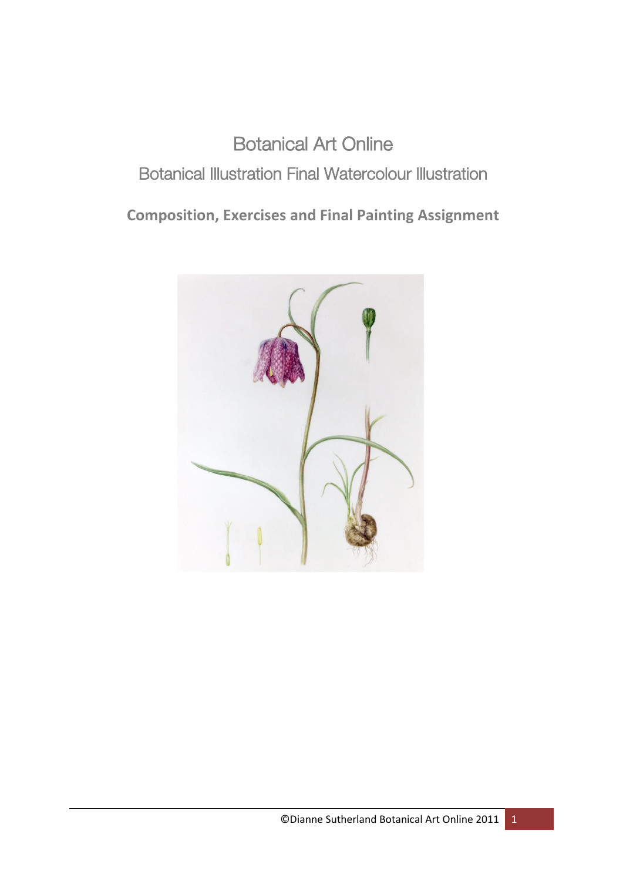# Botanical Art Online

## Botanical Illustration Final Watercolour Illustration

**Composition, Exercises and Final Painting Assignment**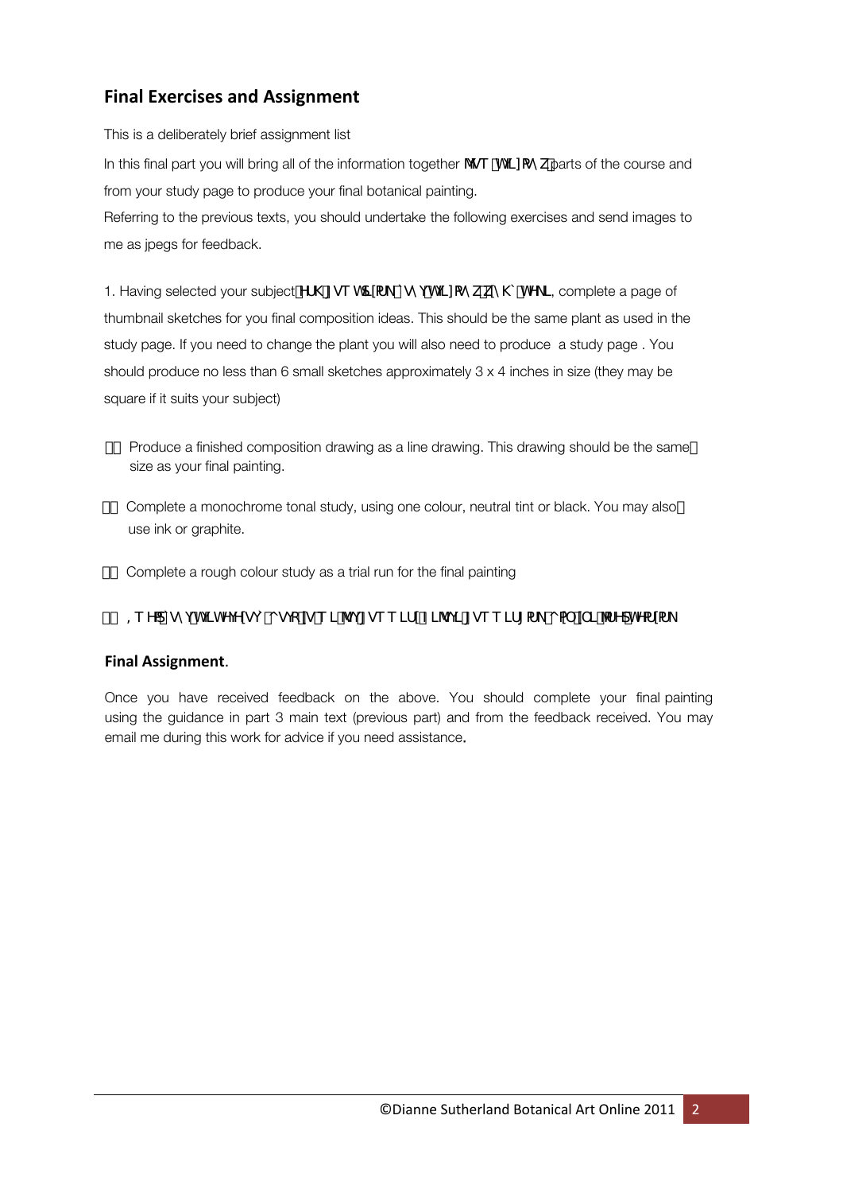## Final Exercises and Assignment

This is a deliberately brief assignment list

In this final part you will bring all of the information together from previous parts of the course and from your study page to produce your final botanical painting.

Referring to the previous texts, you should undertake the following exercises and send images to me as jpegs for feedback.

1. Having selected your subject and completing your study page, complete a page of thumbnail sketches for you final composition ideas. This should be the same plant as used in the study page. If you need to change the plant you will also need to produce a study page . You should produce no less than 6 small sketches approximately 3 x 4 inches in size (they may be square if it suits your subject)

2. Produce a finished composition drawing as a line drawing. This drawing should be the same size as your final painting.

3. Complete a monochrome tonal study, using one colour, neutral tint or black. You may also use ink or graphite.

4. Complete a rough colour study as a trial run for the final painting

5. Email all your preparatory work to me for comment before commencing your final painting

### Final Assignment.

Once you have received feedback on the above. You should complete your final painting using the guidance in part 3 main text (previous part) and from the feedback received. You may email me during this work for advice if you need assistance.

©Dianne Sutherland Botanical Art Online 2011